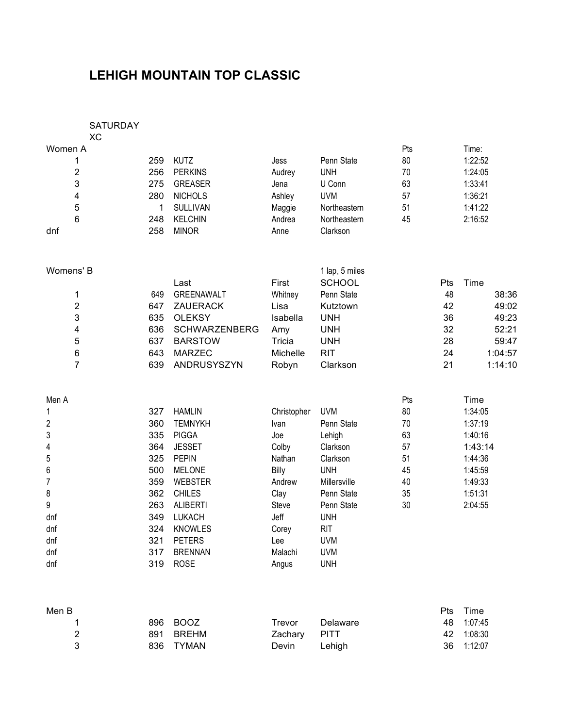# LEHIGH MOUNTAIN TOP CLASSIC

SATURDAY
XC

## Women A

| Place | No. | Last | First | School | Pts | Time: |
|---|---|---|---|---|---|---|
| 1 | 259 | KUTZ | Jess | Penn State | 80 | 1:22:52 |
| 2 | 256 | PERKINS | Audrey | UNH | 70 | 1:24:05 |
| 3 | 275 | GREASER | Jena | U Conn | 63 | 1:33:41 |
| 4 | 280 | NICHOLS | Ashley | UVM | 57 | 1:36:21 |
| 5 | 1 | SULLIVAN | Maggie | Northeastern | 51 | 1:41:22 |
| 6 | 248 | KELCHIN | Andrea | Northeastern | 45 | 2:16:52 |
| dnf | 258 | MINOR | Anne | Clarkson | | |

## Womens' B

1 lap, 5 miles

| Place | No. | Last | First | SCHOOL | Pts | Time |
|---|---|---|---|---|---|---|
| 1 | 649 | GREENAWALT | Whitney | Penn State | 48 | 38:36 |
| 2 | 647 | ZAUERACK | Lisa | Kutztown | 42 | 49:02 |
| 3 | 635 | OLEKSY | Isabella | UNH | 36 | 49:23 |
| 4 | 636 | SCHWARZENBERG | Amy | UNH | 32 | 52:21 |
| 5 | 637 | BARSTOW | Tricia | UNH | 28 | 59:47 |
| 6 | 643 | MARZEC | Michelle | RIT | 24 | 1:04:57 |
| 7 | 639 | ANDRUSYSZYN | Robyn | Clarkson | 21 | 1:14:10 |

## Men A

| Place | No. | Last | First | School | Pts | Time |
|---|---|---|---|---|---|---|
| 1 | 327 | HAMLIN | Christopher | UVM | 80 | 1:34:05 |
| 2 | 360 | TEMNYKH | Ivan | Penn State | 70 | 1:37:19 |
| 3 | 335 | PIGGA | Joe | Lehigh | 63 | 1:40:16 |
| 4 | 364 | JESSET | Colby | Clarkson | 57 | 1:43:14 |
| 5 | 325 | PEPIN | Nathan | Clarkson | 51 | 1:44:36 |
| 6 | 500 | MELONE | Billy | UNH | 45 | 1:45:59 |
| 7 | 359 | WEBSTER | Andrew | Millersville | 40 | 1:49:33 |
| 8 | 362 | CHILES | Clay | Penn State | 35 | 1:51:31 |
| 9 | 263 | ALIBERTI | Steve | Penn State | 30 | 2:04:55 |
| dnf | 349 | LUKACH | Jeff | UNH | | |
| dnf | 324 | KNOWLES | Corey | RIT | | |
| dnf | 321 | PETERS | Lee | UVM | | |
| dnf | 317 | BRENNAN | Malachi | UVM | | |
| dnf | 319 | ROSE | Angus | UNH | | |

## Men B

| Place | No. | Last | First | School | Pts | Time |
|---|---|---|---|---|---|---|
| 1 | 896 | BOOZ | Trevor | Delaware | 48 | 1:07:45 |
| 2 | 891 | BREHM | Zachary | PITT | 42 | 1:08:30 |
| 3 | 836 | TYMAN | Devin | Lehigh | 36 | 1:12:07 |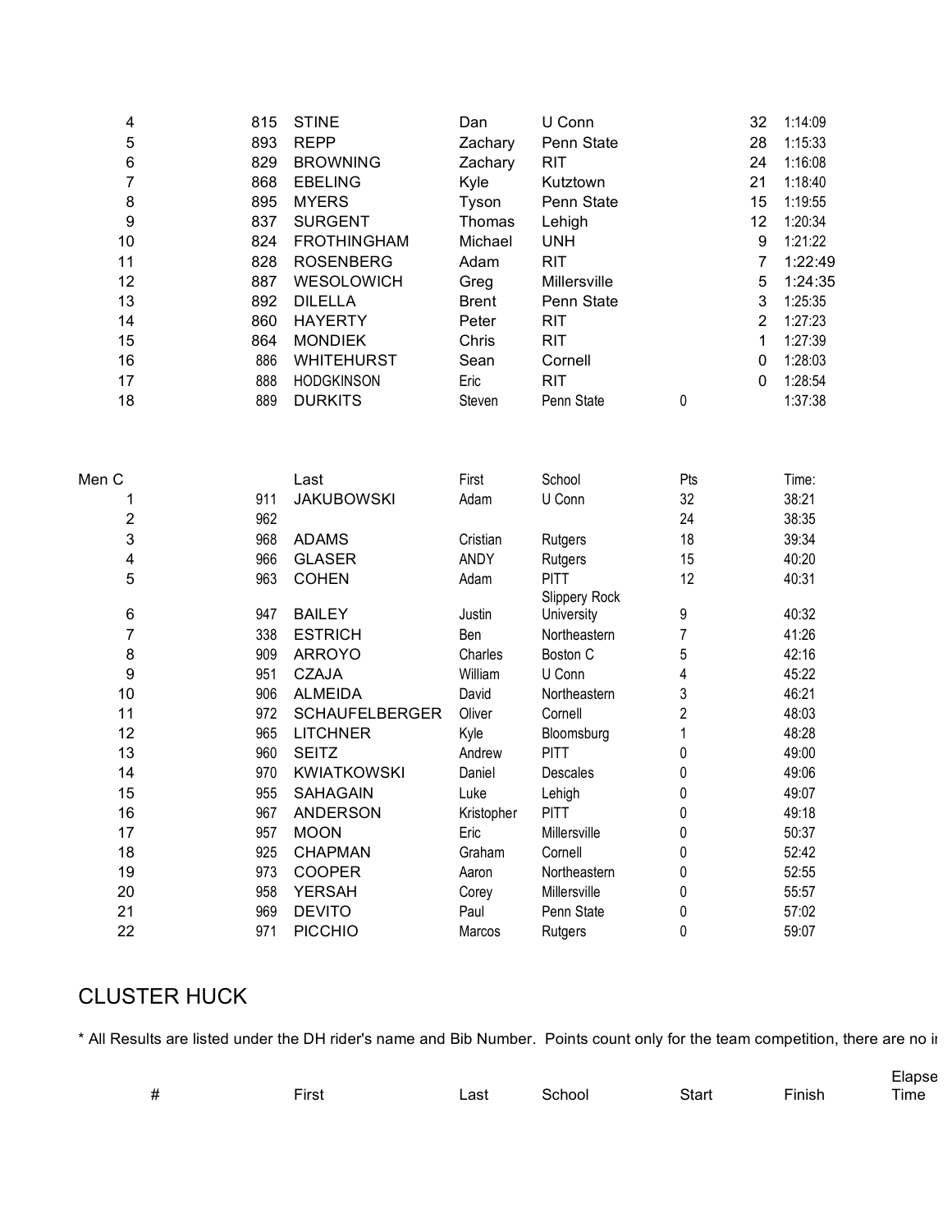| | | | | | | | |
|---|---|---|---|---|---|---|---|
| 4 | 815 | STINE | Dan | U Conn | | 32 | 1:14:09 |
| 5 | 893 | REPP | Zachary | Penn State | | 28 | 1:15:33 |
| 6 | 829 | BROWNING | Zachary | RIT | | 24 | 1:16:08 |
| 7 | 868 | EBELING | Kyle | Kutztown | | 21 | 1:18:40 |
| 8 | 895 | MYERS | Tyson | Penn State | | 15 | 1:19:55 |
| 9 | 837 | SURGENT | Thomas | Lehigh | | 12 | 1:20:34 |
| 10 | 824 | FROTHINGHAM | Michael | UNH | | 9 | 1:21:22 |
| 11 | 828 | ROSENBERG | Adam | RIT | | 7 | 1:22:49 |
| 12 | 887 | WESOLOWICH | Greg | Millersville | | 5 | 1:24:35 |
| 13 | 892 | DILELLA | Brent | Penn State | | 3 | 1:25:35 |
| 14 | 860 | HAYERTY | Peter | RIT | | 2 | 1:27:23 |
| 15 | 864 | MONDIEK | Chris | RIT | | 1 | 1:27:39 |
| 16 | 886 | WHITEHURST | Sean | Cornell | | 0 | 1:28:03 |
| 17 | 888 | HODGKINSON | Eric | RIT | | 0 | 1:28:54 |
| 18 | 889 | DURKITS | Steven | Penn State | 0 | | 1:37:38 |

| Men C | | Last | First | School | Pts | Time: |
|---|---|---|---|---|---|---|
| 1 | 911 | JAKUBOWSKI | Adam | U Conn | 32 | 38:21 |
| 2 | 962 | | | | 24 | 38:35 |
| 3 | 968 | ADAMS | Cristian | Rutgers | 18 | 39:34 |
| 4 | 966 | GLASER | ANDY | Rutgers | 15 | 40:20 |
| 5 | 963 | COHEN | Adam | PITT | 12 | 40:31 |
| 6 | 947 | BAILEY | Justin | Slippery Rock University | 9 | 40:32 |
| 7 | 338 | ESTRICH | Ben | Northeastern | 7 | 41:26 |
| 8 | 909 | ARROYO | Charles | Boston C | 5 | 42:16 |
| 9 | 951 | CZAJA | William | U Conn | 4 | 45:22 |
| 10 | 906 | ALMEIDA | David | Northeastern | 3 | 46:21 |
| 11 | 972 | SCHAUFELBERGER | Oliver | Cornell | 2 | 48:03 |
| 12 | 965 | LITCHNER | Kyle | Bloomsburg | 1 | 48:28 |
| 13 | 960 | SEITZ | Andrew | PITT | 0 | 49:00 |
| 14 | 970 | KWIATKOWSKI | Daniel | Descales | 0 | 49:06 |
| 15 | 955 | SAHAGAIN | Luke | Lehigh | 0 | 49:07 |
| 16 | 967 | ANDERSON | Kristopher | PITT | 0 | 49:18 |
| 17 | 957 | MOON | Eric | Millersville | 0 | 50:37 |
| 18 | 925 | CHAPMAN | Graham | Cornell | 0 | 52:42 |
| 19 | 973 | COOPER | Aaron | Northeastern | 0 | 52:55 |
| 20 | 958 | YERSAH | Corey | Millersville | 0 | 55:57 |
| 21 | 969 | DEVITO | Paul | Penn State | 0 | 57:02 |
| 22 | 971 | PICCHIO | Marcos | Rutgers | 0 | 59:07 |

## CLUSTER HUCK

* All Results are listed under the DH rider's name and Bib Number. Points count only for the team competition, there are no i

| # | First | Last | School | Start | Finish | Elapse Time |
|---|---|---|---|---|---|---|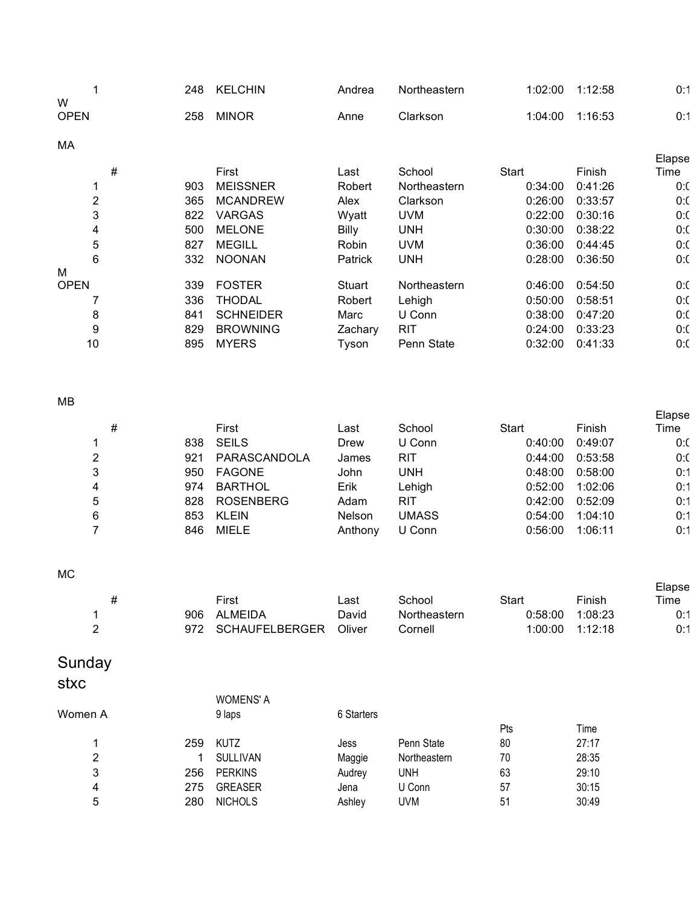| | | | | | | | |
|---|---|---|---|---|---|---|---|
| 1 | 248 | KELCHIN | Andrea | Northeastern | 1:02:00 | 1:12:58 | 0:1 |
| W OPEN | 258 | MINOR | Anne | Clarkson | 1:04:00 | 1:16:53 | 0:1 |

MA

| # | | First | Last | School | Start | Finish | Elapse Time |
|---|---|---|---|---|---|---|---|
| 1 | 903 | MEISSNER | Robert | Northeastern | 0:34:00 | 0:41:26 | 0:( |
| 2 | 365 | MCANDREW | Alex | Clarkson | 0:26:00 | 0:33:57 | 0:( |
| 3 | 822 | VARGAS | Wyatt | UVM | 0:22:00 | 0:30:16 | 0:( |
| 4 | 500 | MELONE | Billy | UNH | 0:30:00 | 0:38:22 | 0:( |
| 5 | 827 | MEGILL | Robin | UVM | 0:36:00 | 0:44:45 | 0:( |
| 6 | 332 | NOONAN | Patrick | UNH | 0:28:00 | 0:36:50 | 0:( |
| M OPEN | 339 | FOSTER | Stuart | Northeastern | 0:46:00 | 0:54:50 | 0:( |
| 7 | 336 | THODAL | Robert | Lehigh | 0:50:00 | 0:58:51 | 0:( |
| 8 | 841 | SCHNEIDER | Marc | U Conn | 0:38:00 | 0:47:20 | 0:( |
| 9 | 829 | BROWNING | Zachary | RIT | 0:24:00 | 0:33:23 | 0:( |
| 10 | 895 | MYERS | Tyson | Penn State | 0:32:00 | 0:41:33 | 0:( |

MB

| # | | First | Last | School | Start | Finish | Elapse Time |
|---|---|---|---|---|---|---|---|
| 1 | 838 | SEILS | Drew | U Conn | 0:40:00 | 0:49:07 | 0:( |
| 2 | 921 | PARASCANDOLA | James | RIT | 0:44:00 | 0:53:58 | 0:( |
| 3 | 950 | FAGONE | John | UNH | 0:48:00 | 0:58:00 | 0:1 |
| 4 | 974 | BARTHOL | Erik | Lehigh | 0:52:00 | 1:02:06 | 0:1 |
| 5 | 828 | ROSENBERG | Adam | RIT | 0:42:00 | 0:52:09 | 0:1 |
| 6 | 853 | KLEIN | Nelson | UMASS | 0:54:00 | 1:04:10 | 0:1 |
| 7 | 846 | MIELE | Anthony | U Conn | 0:56:00 | 1:06:11 | 0:1 |

MC

| # | | First | Last | School | Start | Finish | Elapse Time |
|---|---|---|---|---|---|---|---|
| 1 | 906 | ALMEIDA | David | Northeastern | 0:58:00 | 1:08:23 | 0:1 |
| 2 | 972 | SCHAUFELBERGER | Oliver | Cornell | 1:00:00 | 1:12:18 | 0:1 |

## Sunday stxc

Women A

WOMENS' A
9 laps

6 Starters

| | | | | | Pts | Time |
|---|---|---|---|---|---|---|
| 1 | 259 | KUTZ | Jess | Penn State | 80 | 27:17 |
| 2 | 1 | SULLIVAN | Maggie | Northeastern | 70 | 28:35 |
| 3 | 256 | PERKINS | Audrey | UNH | 63 | 29:10 |
| 4 | 275 | GREASER | Jena | U Conn | 57 | 30:15 |
| 5 | 280 | NICHOLS | Ashley | UVM | 51 | 30:49 |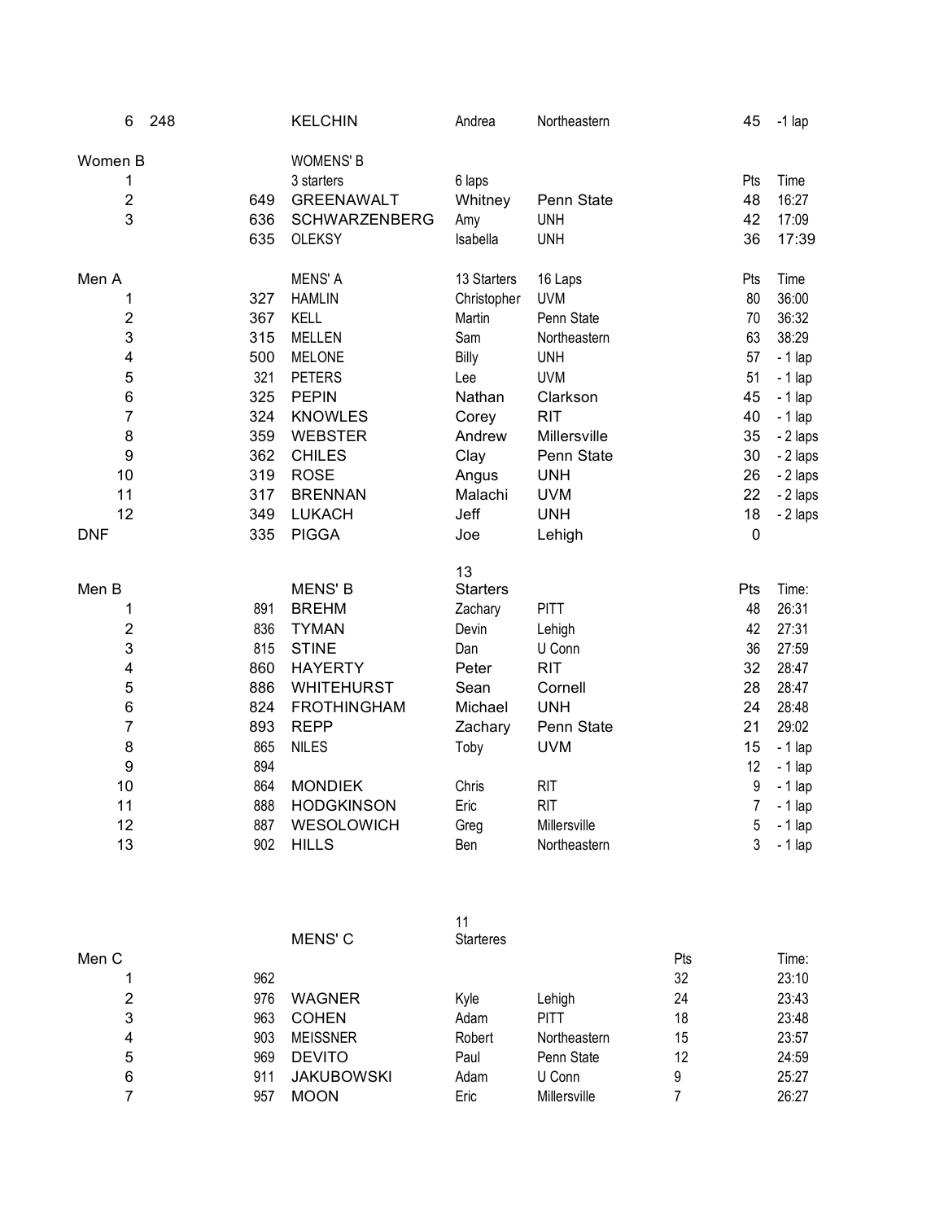| | | | | | | |
|---|---|---|---|---|---|---|
| 6 | 248 | KELCHIN | Andrea | Northeastern | 45 | -1 lap |

| Women B | | WOMENS' B | | | | |
|---|---|---|---|---|---|---|
| 1 | | 3 starters | 6 laps | | Pts | Time |
| 2 | 649 | GREENAWALT | Whitney | Penn State | 48 | 16:27 |
| 3 | 636 | SCHWARZENBERG | Amy | UNH | 42 | 17:09 |
| | 635 | OLEKSY | Isabella | UNH | 36 | 17:39 |

| Men A | | MENS' A | 13 Starters | 16 Laps | Pts | Time |
|---|---|---|---|---|---|---|
| 1 | 327 | HAMLIN | Christopher | UVM | 80 | 36:00 |
| 2 | 367 | KELL | Martin | Penn State | 70 | 36:32 |
| 3 | 315 | MELLEN | Sam | Northeastern | 63 | 38:29 |
| 4 | 500 | MELONE | Billy | UNH | 57 | - 1 lap |
| 5 | 321 | PETERS | Lee | UVM | 51 | - 1 lap |
| 6 | 325 | PEPIN | Nathan | Clarkson | 45 | - 1 lap |
| 7 | 324 | KNOWLES | Corey | RIT | 40 | - 1 lap |
| 8 | 359 | WEBSTER | Andrew | Millersville | 35 | - 2 laps |
| 9 | 362 | CHILES | Clay | Penn State | 30 | - 2 laps |
| 10 | 319 | ROSE | Angus | UNH | 26 | - 2 laps |
| 11 | 317 | BRENNAN | Malachi | UVM | 22 | - 2 laps |
| 12 | 349 | LUKACH | Jeff | UNH | 18 | - 2 laps |
| DNF | 335 | PIGGA | Joe | Lehigh | 0 | |

| Men B | | MENS' B | 13 Starters | | Pts | Time: |
|---|---|---|---|---|---|---|
| 1 | 891 | BREHM | Zachary | PITT | 48 | 26:31 |
| 2 | 836 | TYMAN | Devin | Lehigh | 42 | 27:31 |
| 3 | 815 | STINE | Dan | U Conn | 36 | 27:59 |
| 4 | 860 | HAYERTY | Peter | RIT | 32 | 28:47 |
| 5 | 886 | WHITEHURST | Sean | Cornell | 28 | 28:47 |
| 6 | 824 | FROTHINGHAM | Michael | UNH | 24 | 28:48 |
| 7 | 893 | REPP | Zachary | Penn State | 21 | 29:02 |
| 8 | 865 | NILES | Toby | UVM | 15 | - 1 lap |
| 9 | 894 | | | | 12 | - 1 lap |
| 10 | 864 | MONDIEK | Chris | RIT | 9 | - 1 lap |
| 11 | 888 | HODGKINSON | Eric | RIT | 7 | - 1 lap |
| 12 | 887 | WESOLOWICH | Greg | Millersville | 5 | - 1 lap |
| 13 | 902 | HILLS | Ben | Northeastern | 3 | - 1 lap |

| Men C | | MENS' C | 11 Starteres | | Pts | Time: |
|---|---|---|---|---|---|---|
| 1 | 962 | | | | 32 | 23:10 |
| 2 | 976 | WAGNER | Kyle | Lehigh | 24 | 23:43 |
| 3 | 963 | COHEN | Adam | PITT | 18 | 23:48 |
| 4 | 903 | MEISSNER | Robert | Northeastern | 15 | 23:57 |
| 5 | 969 | DEVITO | Paul | Penn State | 12 | 24:59 |
| 6 | 911 | JAKUBOWSKI | Adam | U Conn | 9 | 25:27 |
| 7 | 957 | MOON | Eric | Millersville | 7 | 26:27 |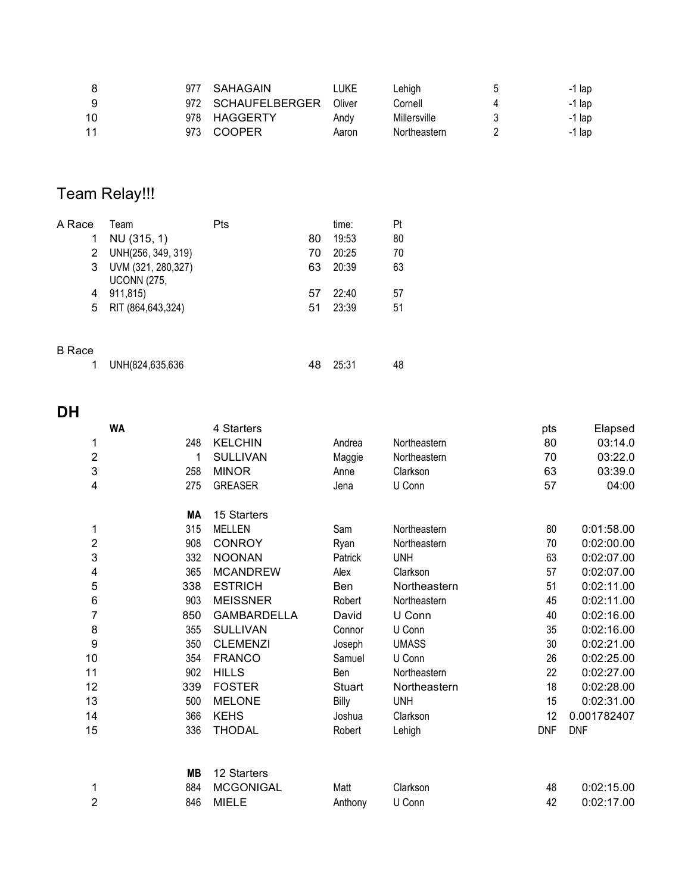| | | | | | | |
|---|---|---|---|---|---|---|
| 8 | 977 | SAHAGAIN | LUKE | Lehigh | 5 | -1 lap |
| 9 | 972 | SCHAUFELBERGER | Oliver | Cornell | 4 | -1 lap |
| 10 | 978 | HAGGERTY | Andy | Millersville | 3 | -1 lap |
| 11 | 973 | COOPER | Aaron | Northeastern | 2 | -1 lap |

## Team Relay!!!

| A Race | Team | Pts | time: | Pt |
|---|---|---|---|---|
| 1 | NU (315, 1) | 80 | 19:53 | 80 |
| 2 | UNH(256, 349, 319) | 70 | 20:25 | 70 |
| 3 | UVM (321, 280,327) | 63 | 20:39 | 63 |
| 4 | UCONN (275, 911,815) | 57 | 22:40 | 57 |
| 5 | RIT (864,643,324) | 51 | 23:39 | 51 |

| B Race | | | | |
|---|---|---|---|---|
| 1 | UNH(824,635,636 | 48 | 25:31 | 48 |

## DH

| | WA | 4 Starters | | | pts | Elapsed |
|---|---|---|---|---|---|---|
| 1 | 248 | KELCHIN | Andrea | Northeastern | 80 | 03:14.0 |
| 2 | 1 | SULLIVAN | Maggie | Northeastern | 70 | 03:22.0 |
| 3 | 258 | MINOR | Anne | Clarkson | 63 | 03:39.0 |
| 4 | 275 | GREASER | Jena | U Conn | 57 | 04:00 |

| | MA | 15 Starters | | | | |
|---|---|---|---|---|---|---|
| 1 | 315 | MELLEN | Sam | Northeastern | 80 | 0:01:58.00 |
| 2 | 908 | CONROY | Ryan | Northeastern | 70 | 0:02:00.00 |
| 3 | 332 | NOONAN | Patrick | UNH | 63 | 0:02:07.00 |
| 4 | 365 | MCANDREW | Alex | Clarkson | 57 | 0:02:07.00 |
| 5 | 338 | ESTRICH | Ben | Northeastern | 51 | 0:02:11.00 |
| 6 | 903 | MEISSNER | Robert | Northeastern | 45 | 0:02:11.00 |
| 7 | 850 | GAMBARDELLA | David | U Conn | 40 | 0:02:16.00 |
| 8 | 355 | SULLIVAN | Connor | U Conn | 35 | 0:02:16.00 |
| 9 | 350 | CLEMENZI | Joseph | UMASS | 30 | 0:02:21.00 |
| 10 | 354 | FRANCO | Samuel | U Conn | 26 | 0:02:25.00 |
| 11 | 902 | HILLS | Ben | Northeastern | 22 | 0:02:27.00 |
| 12 | 339 | FOSTER | Stuart | Northeastern | 18 | 0:02:28.00 |
| 13 | 500 | MELONE | Billy | UNH | 15 | 0:02:31.00 |
| 14 | 366 | KEHS | Joshua | Clarkson | 12 | 0.001782407 |
| 15 | 336 | THODAL | Robert | Lehigh | DNF | DNF |

| | MB | 12 Starters | | | | |
|---|---|---|---|---|---|---|
| 1 | 884 | MCGONIGAL | Matt | Clarkson | 48 | 0:02:15.00 |
| 2 | 846 | MIELE | Anthony | U Conn | 42 | 0:02:17.00 |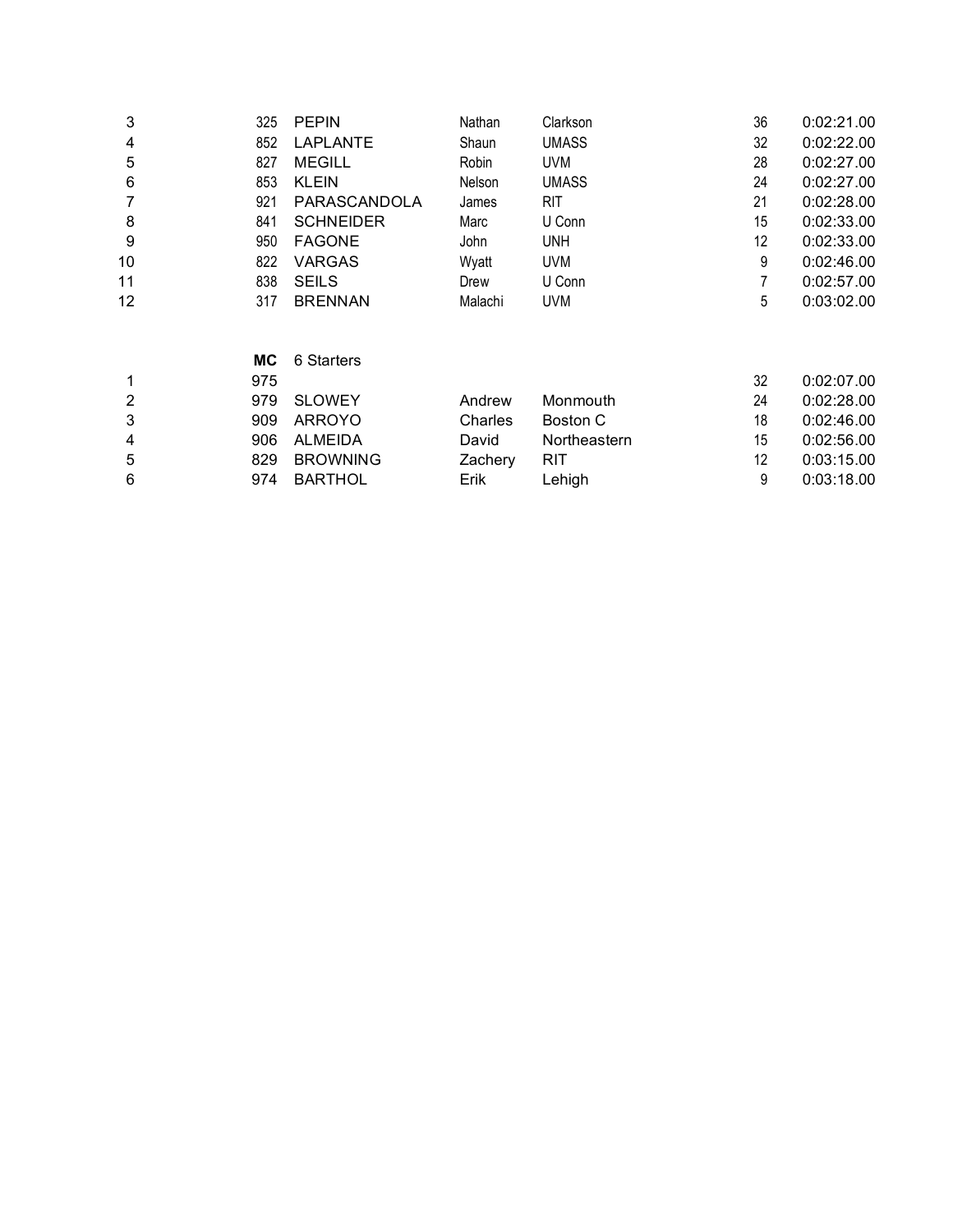| | | | | | | |
|---|---|---|---|---|---|---|
| 3 | 325 | PEPIN | Nathan | Clarkson | 36 | 0:02:21.00 |
| 4 | 852 | LAPLANTE | Shaun | UMASS | 32 | 0:02:22.00 |
| 5 | 827 | MEGILL | Robin | UVM | 28 | 0:02:27.00 |
| 6 | 853 | KLEIN | Nelson | UMASS | 24 | 0:02:27.00 |
| 7 | 921 | PARASCANDOLA | James | RIT | 21 | 0:02:28.00 |
| 8 | 841 | SCHNEIDER | Marc | U Conn | 15 | 0:02:33.00 |
| 9 | 950 | FAGONE | John | UNH | 12 | 0:02:33.00 |
| 10 | 822 | VARGAS | Wyatt | UVM | 9 | 0:02:46.00 |
| 11 | 838 | SEILS | Drew | U Conn | 7 | 0:02:57.00 |
| 12 | 317 | BRENNAN | Malachi | UVM | 5 | 0:03:02.00 |

| | | | | | | |
|---|---|---|---|---|---|---|
| | **MC** | 6 Starters | | | | |
| 1 | 975 | | | | 32 | 0:02:07.00 |
| 2 | 979 | SLOWEY | Andrew | Monmouth | 24 | 0:02:28.00 |
| 3 | 909 | ARROYO | Charles | Boston C | 18 | 0:02:46.00 |
| 4 | 906 | ALMEIDA | David | Northeastern | 15 | 0:02:56.00 |
| 5 | 829 | BROWNING | Zachery | RIT | 12 | 0:03:15.00 |
| 6 | 974 | BARTHOL | Erik | Lehigh | 9 | 0:03:18.00 |